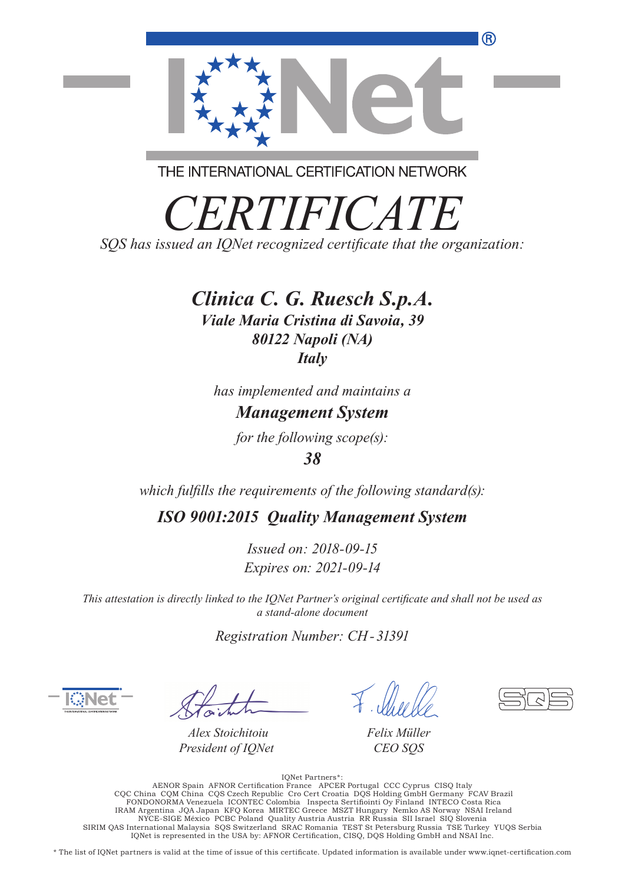THE INTERNATIONAL CERTIFICATION NETWORK

# *CERTIFICATE*

*SQS has issued an IQNet recognized certificate that the organization:*

## ***Clinica C. G. Ruesch S.p.A.***

***Viale Maria Cristina di Savoia, 39***
***80122 Napoli (NA)***
***Italy***

*has implemented and maintains a*

***Management System***

*for the following scope(s):*

***38***

*which fulfills the requirements of the following standard(s):*

***ISO 9001:2015 Quality Management System***

*Issued on: 2018-09-15*
*Expires on: 2021-09-14*

*This attestation is directly linked to the IQNet Partner's original certificate and shall not be used as a stand-alone document*

*Registration Number: CH-31391*

*Alex Stoichitoiu*
*President of IQNet*

*Felix Müller*
*CEO SQS*

IQNet Partners*:
AENOR Spain AFNOR Certification France APCER Portugal CCC Cyprus CISQ Italy
CQC China CQM China CQS Czech Republic Cro Cert Croatia DQS Holding GmbH Germany FCAV Brazil
FONDONORMA Venezuela ICONTEC Colombia Inspecta Sertifiointi Oy Finland INTECO Costa Rica
IRAM Argentina JQA Japan KFQ Korea MIRTEC Greece MSZT Hungary Nemko AS Norway NSAI Ireland
NYCE-SIGE México PCBC Poland Quality Austria Austria RR Russia SII Israel SIQ Slovenia
SIRIM QAS International Malaysia SQS Switzerland SRAC Romania TEST St Petersburg Russia TSE Turkey YUQS Serbia
IQNet is represented in the USA by: AFNOR Certification, CISQ, DQS Holding GmbH and NSAI Inc.

* The list of IQNet partners is valid at the time of issue of this certificate. Updated information is available under www.iqnet-certification.com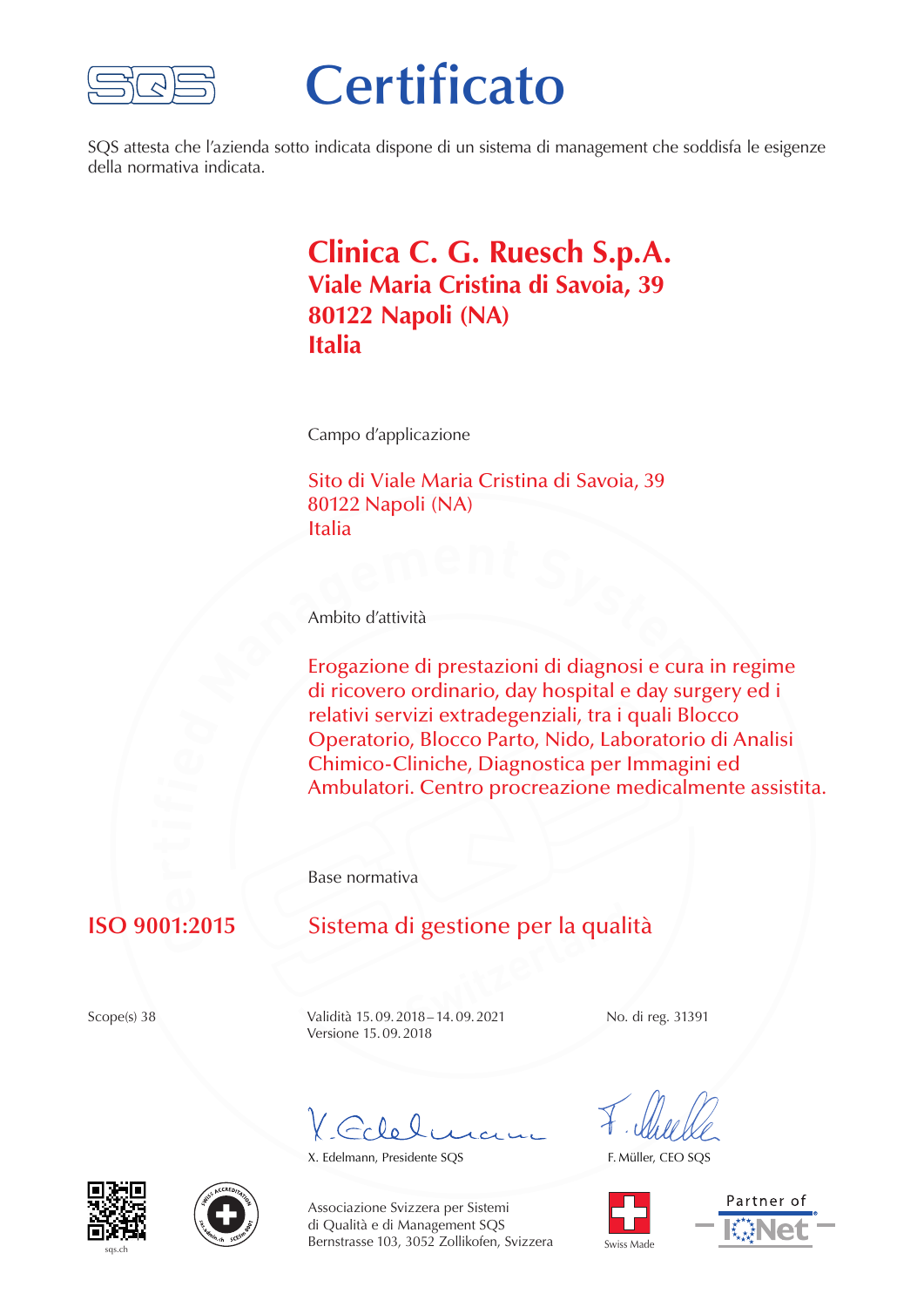# Certificato

SQS attesta che l'azienda sotto indicata dispone di un sistema di management che soddisfa le esigenze della normativa indicata.

## Clinica C. G. Ruesch S.p.A.

**Viale Maria Cristina di Savoia, 39**
**80122 Napoli (NA)**
**Italia**

Campo d'applicazione

Sito di Viale Maria Cristina di Savoia, 39
80122 Napoli (NA)
Italia

Ambito d'attività

Erogazione di prestazioni di diagnosi e cura in regime di ricovero ordinario, day hospital e day surgery ed i relativi servizi extradegenziali, tra i quali Blocco Operatorio, Blocco Parto, Nido, Laboratorio di Analisi Chimico-Cliniche, Diagnostica per Immagini ed Ambulatori. Centro procreazione medicalmente assistita.

Base normativa

**ISO 9001:2015** — Sistema di gestione per la qualità

Scope(s) 38

Validità 15.09.2018 – 14.09.2021
Versione 15.09.2018

No. di reg. 31391

X. Edelmann, Presidente SQS

F. Müller, CEO SQS

sqs.ch

Associazione Svizzera per Sistemi di Qualità e di Management SQS
Bernstrasse 103, 3052 Zollikofen, Svizzera

Swiss Made

Partner of IQNet